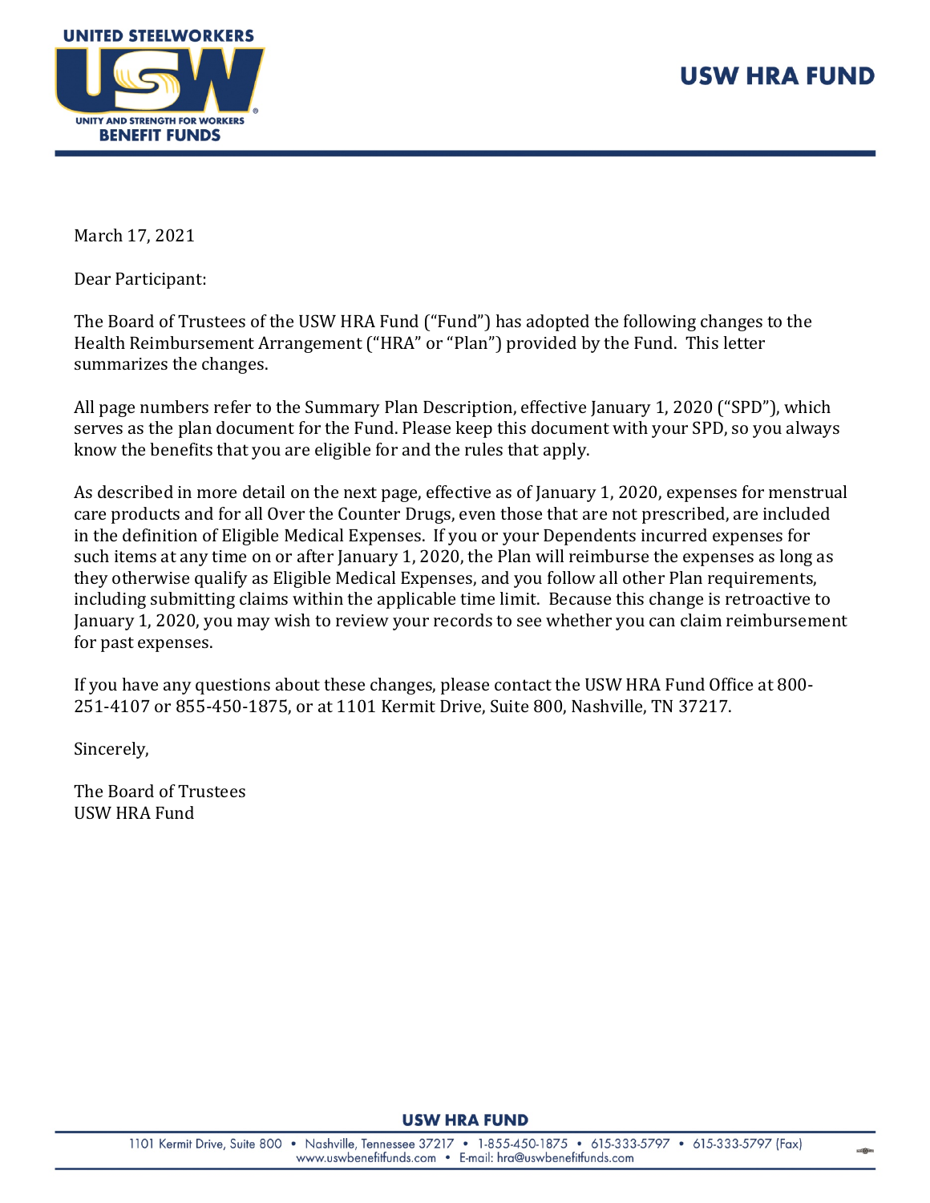# USW HRA FUND

March 17, 2021

Dear Participant:

The Board of Trustees of the USW HRA Fund ("Fund") has adopted the following changes to the Health Reimbursement Arrangement ("HRA" or "Plan") provided by the Fund. This letter summarizes the changes.

All page numbers refer to the Summary Plan Description, effective January 1, 2020 ("SPD"), which serves as the plan document for the Fund. Please keep this document with your SPD, so you always know the benefits that you are eligible for and the rules that apply.

As described in more detail on the next page, effective as of January 1, 2020, expenses for menstrual care products and for all Over the Counter Drugs, even those that are not prescribed, are included in the definition of Eligible Medical Expenses. If you or your Dependents incurred expenses for such items at any time on or after January 1, 2020, the Plan will reimburse the expenses as long as they otherwise qualify as Eligible Medical Expenses, and you follow all other Plan requirements, including submitting claims within the applicable time limit. Because this change is retroactive to January 1, 2020, you may wish to review your records to see whether you can claim reimbursement for past expenses.

If you have any questions about these changes, please contact the USW HRA Fund Office at 800-251-4107 or 855-450-1875, or at 1101 Kermit Drive, Suite 800, Nashville, TN 37217.

Sincerely,

The Board of Trustees
USW HRA Fund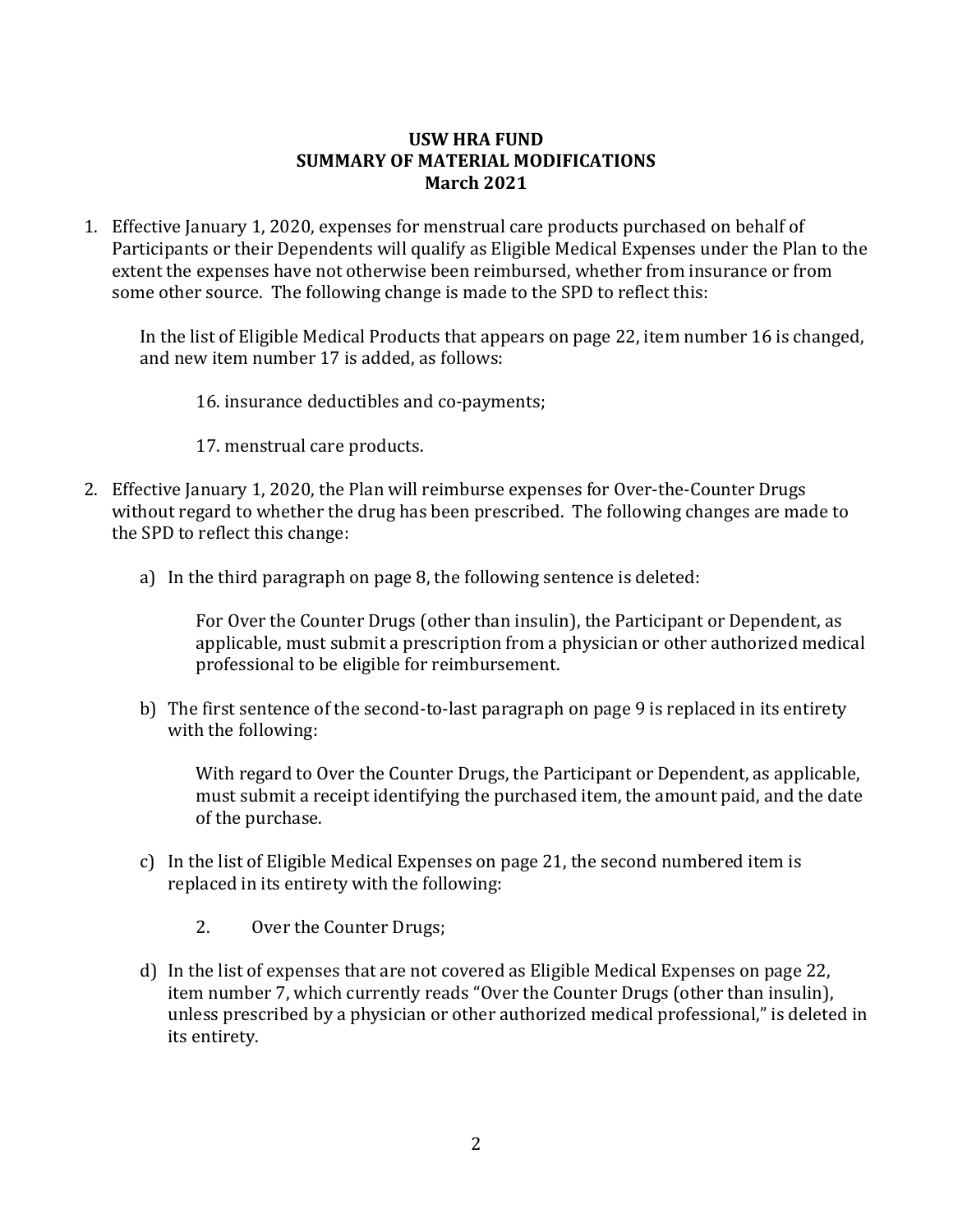**USW HRA FUND**
**SUMMARY OF MATERIAL MODIFICATIONS**
**March 2021**

1. Effective January 1, 2020, expenses for menstrual care products purchased on behalf of Participants or their Dependents will qualify as Eligible Medical Expenses under the Plan to the extent the expenses have not otherwise been reimbursed, whether from insurance or from some other source. The following change is made to the SPD to reflect this:

   In the list of Eligible Medical Products that appears on page 22, item number 16 is changed, and new item number 17 is added, as follows:

   > 16. insurance deductibles and co-payments;
   >
   > 17. menstrual care products.

2. Effective January 1, 2020, the Plan will reimburse expenses for Over-the-Counter Drugs without regard to whether the drug has been prescribed. The following changes are made to the SPD to reflect this change:

   a) In the third paragraph on page 8, the following sentence is deleted:

   > For Over the Counter Drugs (other than insulin), the Participant or Dependent, as applicable, must submit a prescription from a physician or other authorized medical professional to be eligible for reimbursement.

   b) The first sentence of the second-to-last paragraph on page 9 is replaced in its entirety with the following:

   > With regard to Over the Counter Drugs, the Participant or Dependent, as applicable, must submit a receipt identifying the purchased item, the amount paid, and the date of the purchase.

   c) In the list of Eligible Medical Expenses on page 21, the second numbered item is replaced in its entirety with the following:

   > 2. Over the Counter Drugs;

   d) In the list of expenses that are not covered as Eligible Medical Expenses on page 22, item number 7, which currently reads "Over the Counter Drugs (other than insulin), unless prescribed by a physician or other authorized medical professional," is deleted in its entirety.